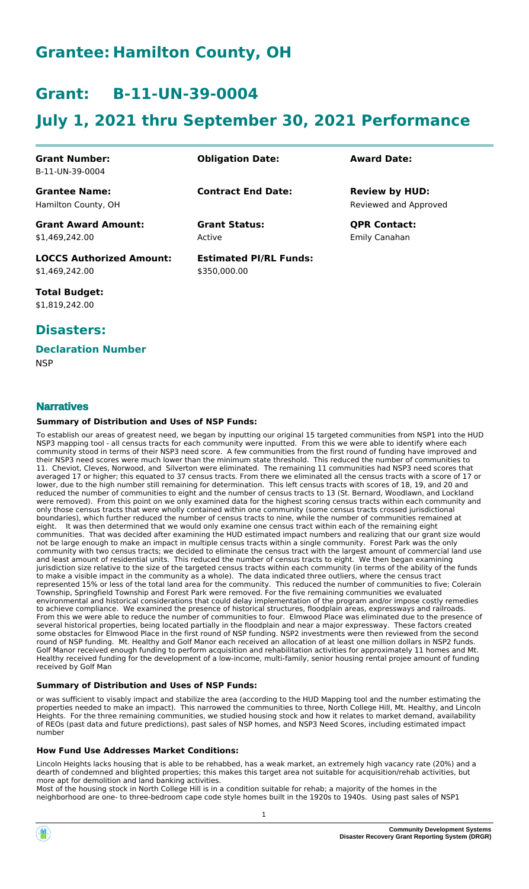# Grantee: Hamilton County, OH

# Grant: B-11-UN-39-0004

# July 1, 2021 thru September 30, 2021 Performance

| | | |
|---|---|---|
| **Grant Number:** B-11-UN-39-0004 | **Obligation Date:** | **Award Date:** |
| **Grantee Name:** Hamilton County, OH | **Contract End Date:** | **Review by HUD:** Reviewed and Approved |
| **Grant Award Amount:** $1,469,242.00 | **Grant Status:** Active | **QPR Contact:** Emily Canahan |
| **LOCCS Authorized Amount:** $1,469,242.00 | **Estimated PI/RL Funds:** $350,000.00 | |
| **Total Budget:** $1,819,242.00 | | |

## Disasters:

### Declaration Number

NSP

## Narratives

**Summary of Distribution and Uses of NSP Funds:**

To establish our areas of greatest need, we began by inputting our original 15 targeted communities from NSP1 into the HUD NSP3 mapping tool - all census tracts for each community were inputted. From this we were able to identify where each community stood in terms of their NSP3 need score. A few communities from the first round of funding have improved and their NSP3 need scores were much lower than the minimum state threshold. This reduced the number of communities to 11. Cheviot, Cleves, Norwood, and Silverton were eliminated. The remaining 11 communities had NSP3 need scores that averaged 17 or higher; this equated to 37 census tracts. From there we eliminated all the census tracts with a score of 17 or lower, due to the high number still remaining for determination. This left census tracts with scores of 18, 19, and 20 and reduced the number of communities to eight and the number of census tracts to 13 (St. Bernard, Woodlawn, and Lockland were removed). From this point on we only examined data for the highest scoring census tracts within each community and only those census tracts that were wholly contained within one community (some census tracts crossed jurisdictional boundaries), which further reduced the number of census tracts to nine, while the number of communities remained at eight. It was then determined that we would only examine one census tract within each of the remaining eight communities. That was decided after examining the HUD estimated impact numbers and realizing that our grant size would not be large enough to make an impact in multiple census tracts within a single community. Forest Park was the only community with two census tracts; we decided to eliminate the census tract with the largest amount of commercial land use and least amount of residential units. This reduced the number of census tracts to eight. We then began examining jurisdiction size relative to the size of the targeted census tracts within each community (in terms of the ability of the funds to make a visible impact in the community as a whole). The data indicated three outliers, where the census tract represented 15% or less of the total land area for the community. This reduced the number of communities to five; Colerain Township, Springfield Township and Forest Park were removed. For the five remaining communities we evaluated environmental and historical considerations that could delay implementation of the program and/or impose costly remedies to achieve compliance. We examined the presence of historical structures, floodplain areas, expressways and railroads. From this we were able to reduce the number of communities to four. Elmwood Place was eliminated due to the presence of several historical properties, being located partially in the floodplain and near a major expressway. These factors created some obstacles for Elmwood Place in the first round of NSP funding. NSP2 investments were then reviewed from the second round of NSP funding. Mt. Healthy and Golf Manor each received an allocation of at least one million dollars in NSP2 funds. Golf Manor received enough funding to perform acquisition and rehabilitation activities for approximately 11 homes and Mt. Healthy received funding for the development of a low-income, multi-family, senior housing rental projee amount of funding received by Golf Man

**Summary of Distribution and Uses of NSP Funds:**

or was sufficient to visably impact and stabilize the area (according to the HUD Mapping tool and the number estimating the properties needed to make an impact). This narrowed the communities to three, North College Hill, Mt. Healthy, and Lincoln Heights. For the three remaining communities, we studied housing stock and how it relates to market demand, availability of REOs (past data and future predictions), past sales of NSP homes, and NSP3 Need Scores, including estimated impact number

**How Fund Use Addresses Market Conditions:**

Lincoln Heights lacks housing that is able to be rehabbed, has a weak market, an extremely high vacancy rate (20%) and a dearth of condemned and blighted properties; this makes this target area not suitable for acquisition/rehab activities, but more apt for demolition and land banking activities.

Most of the housing stock in North College Hill is in a condition suitable for rehab; a majority of the homes in the neighborhood are one- to three-bedroom cape code style homes built in the 1920s to 1940s. Using past sales of NSP1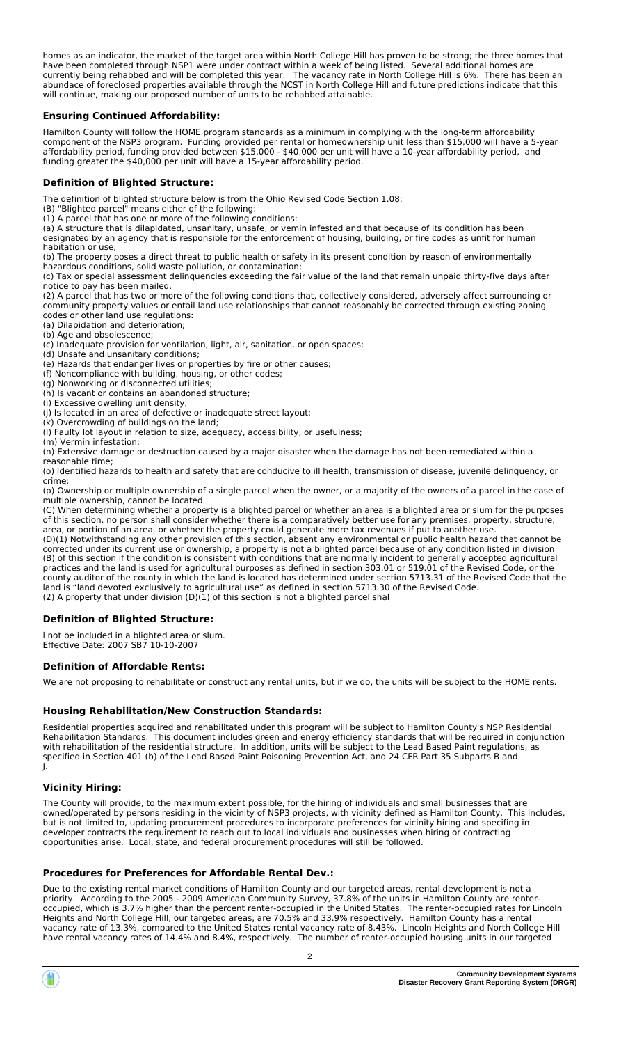homes as an indicator, the market of the target area within North College Hill has proven to be strong; the three homes that have been completed through NSP1 were under contract within a week of being listed. Several additional homes are currently being rehabbed and will be completed this year. The vacancy rate in North College Hill is 6%. There has been an abundace of foreclosed properties available through the NCST in North College Hill and future predictions indicate that this will continue, making our proposed number of units to be rehabbed attainable.

## Ensuring Continued Affordability:

Hamilton County will follow the HOME program standards as a minimum in complying with the long-term affordability component of the NSP3 program. Funding provided per rental or homeownership unit less than $15,000 will have a 5-year affordability period, funding provided between $15,000 - $40,000 per unit will have a 10-year affordability period, and funding greater the $40,000 per unit will have a 15-year affordability period.

## Definition of Blighted Structure:

The definition of blighted structure below is from the Ohio Revised Code Section 1.08:
(B) "Blighted parcel" means either of the following:
(1) A parcel that has one or more of the following conditions:
(a) A structure that is dilapidated, unsanitary, unsafe, or vemin infested and that because of its condition has been designated by an agency that is responsible for the enforcement of housing, building, or fire codes as unfit for human habitation or use;
(b) The property poses a direct threat to public health or safety in its present condition by reason of environmentally hazardous conditions, solid waste pollution, or contamination;
(c) Tax or special assessment delinquencies exceeding the fair value of the land that remain unpaid thirty-five days after notice to pay has been mailed.
(2) A parcel that has two or more of the following conditions that, collectively considered, adversely affect surrounding or community property values or entail land use relationships that cannot reasonably be corrected through existing zoning codes or other land use regulations:
(a) Dilapidation and deterioration;
(b) Age and obsolescence;
(c) Inadequate provision for ventilation, light, air, sanitation, or open spaces;
(d) Unsafe and unsanitary conditions;
(e) Hazards that endanger lives or properties by fire or other causes;
(f) Noncompliance with building, housing, or other codes;
(g) Nonworking or disconnected utilities;
(h) Is vacant or contains an abandoned structure;
(i) Excessive dwelling unit density;
(j) Is located in an area of defective or inadequate street layout;
(k) Overcrowding of buildings on the land;
(l) Faulty lot layout in relation to size, adequacy, accessibility, or usefulness;
(m) Vermin infestation;
(n) Extensive damage or destruction caused by a major disaster when the damage has not been remediated within a reasonable time;
(o) Identified hazards to health and safety that are conducive to ill health, transmission of disease, juvenile delinquency, or crime;
(p) Ownership or multiple ownership of a single parcel when the owner, or a majority of the owners of a parcel in the case of multiple ownership, cannot be located.
(C) When determining whether a property is a blighted parcel or whether an area is a blighted area or slum for the purposes of this section, no person shall consider whether there is a comparatively better use for any premises, property, structure, area, or portion of an area, or whether the property could generate more tax revenues if put to another use.
(D)(1) Notwithstanding any other provision of this section, absent any environmental or public health hazard that cannot be corrected under its current use or ownership, a property is not a blighted parcel because of any condition listed in division (B) of this section if the condition is consistent with conditions that are normally incident to generally accepted agricultural practices and the land is used for agricultural purposes as defined in section 303.01 or 519.01 of the Revised Code, or the county auditor of the county in which the land is located has determined under section 5713.31 of the Revised Code that the land is "land devoted exclusively to agricultural use" as defined in section 5713.30 of the Revised Code.
(2) A property that under division (D)(1) of this section is not a blighted parcel shal

## Definition of Blighted Structure:

l not be included in a blighted area or slum.
Effective Date: 2007 SB7 10-10-2007

## Definition of Affordable Rents:

We are not proposing to rehabilitate or construct any rental units, but if we do, the units will be subject to the HOME rents.

## Housing Rehabilitation/New Construction Standards:

Residential properties acquired and rehabilitated under this program will be subject to Hamilton County's NSP Residential Rehabilitation Standards. This document includes green and energy efficiency standards that will be required in conjunction with rehabilitation of the residential structure. In addition, units will be subject to the Lead Based Paint regulations, as specified in Section 401 (b) of the Lead Based Paint Poisoning Prevention Act, and 24 CFR Part 35 Subparts B and J.

## Vicinity Hiring:

The County will provide, to the maximum extent possible, for the hiring of individuals and small businesses that are owned/operated by persons residing in the vicinity of NSP3 projects, with vicinity defined as Hamilton County. This includes, but is not limited to, updating procurement procedures to incorporate preferences for vicinity hiring and specifing in developer contracts the requirement to reach out to local individuals and businesses when hiring or contracting opportunities arise. Local, state, and federal procurement procedures will still be followed.

## Procedures for Preferences for Affordable Rental Dev.:

Due to the existing rental market conditions of Hamilton County and our targeted areas, rental development is not a priority. According to the 2005 - 2009 American Community Survey, 37.8% of the units in Hamilton County are renter-occupied, which is 3.7% higher than the percent renter-occupied in the United States. The renter-occupied rates for Lincoln Heights and North College Hill, our targeted areas, are 70.5% and 33.9% respectively. Hamilton County has a rental vacancy rate of 13.3%, compared to the United States rental vacancy rate of 8.43%. Lincoln Heights and North College Hill have rental vacancy rates of 14.4% and 8.4%, respectively. The number of renter-occupied housing units in our targeted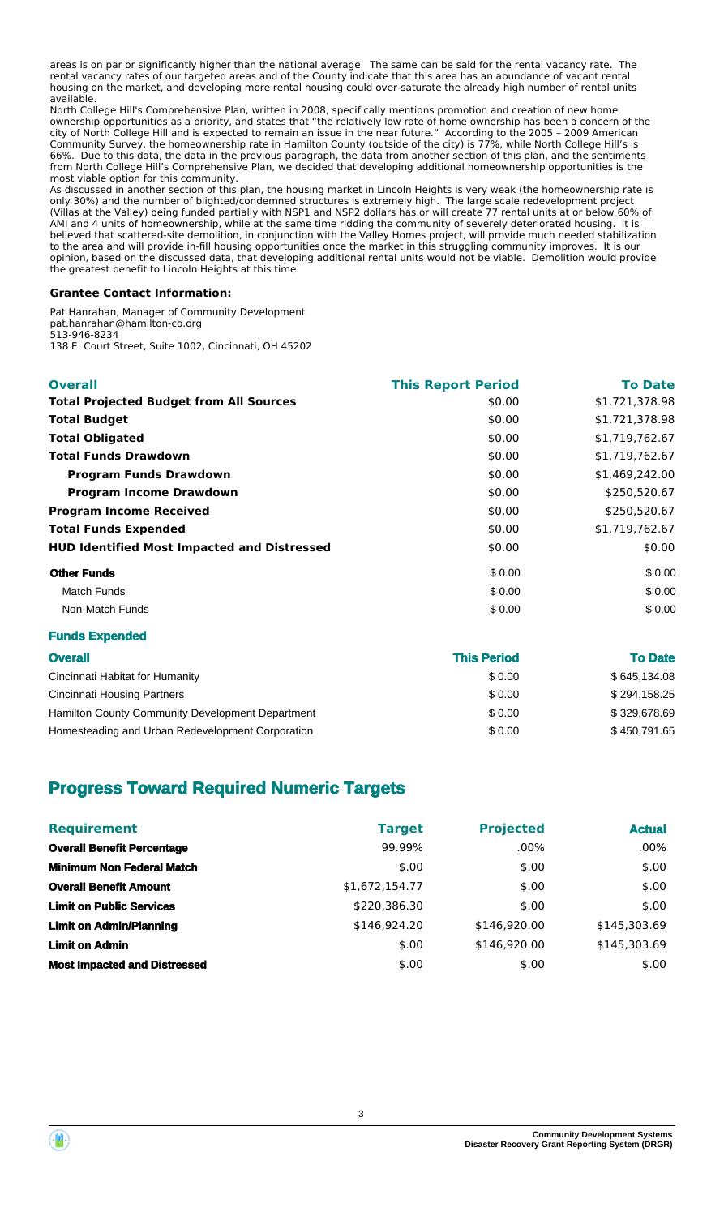areas is on par or significantly higher than the national average. The same can be said for the rental vacancy rate. The rental vacancy rates of our targeted areas and of the County indicate that this area has an abundance of vacant rental housing on the market, and developing more rental housing could over-saturate the already high number of rental units available.

North College Hill's Comprehensive Plan, written in 2008, specifically mentions promotion and creation of new home ownership opportunities as a priority, and states that "the relatively low rate of home ownership has been a concern of the city of North College Hill and is expected to remain an issue in the near future." According to the 2005 – 2009 American Community Survey, the homeownership rate in Hamilton County (outside of the city) is 77%, while North College Hill's is 66%. Due to this data, the data in the previous paragraph, the data from another section of this plan, and the sentiments from North College Hill's Comprehensive Plan, we decided that developing additional homeownership opportunities is the most viable option for this community.

As discussed in another section of this plan, the housing market in Lincoln Heights is very weak (the homeownership rate is only 30%) and the number of blighted/condemned structures is extremely high. The large scale redevelopment project (Villas at the Valley) being funded partially with NSP1 and NSP2 dollars has or will create 77 rental units at or below 60% of AMI and 4 units of homeownership, while at the same time ridding the community of severely deteriorated housing. It is believed that scattered-site demolition, in conjunction with the Valley Homes project, will provide much needed stabilization to the area and will provide in-fill housing opportunities once the market in this struggling community improves. It is our opinion, based on the discussed data, that developing additional rental units would not be viable. Demolition would provide the greatest benefit to Lincoln Heights at this time.

**Grantee Contact Information:**

Pat Hanrahan, Manager of Community Development
pat.hanrahan@hamilton-co.org
513-946-8234
138 E. Court Street, Suite 1002, Cincinnati, OH 45202

| Overall | This Report Period | To Date |
|---|---|---|
| **Total Projected Budget from All Sources** | $0.00 | $1,721,378.98 |
| **Total Budget** | $0.00 | $1,721,378.98 |
| **Total Obligated** | $0.00 | $1,719,762.67 |
| **Total Funds Drawdown** | $0.00 | $1,719,762.67 |
| **Program Funds Drawdown** | $0.00 | $1,469,242.00 |
| **Program Income Drawdown** | $0.00 | $250,520.67 |
| **Program Income Received** | $0.00 | $250,520.67 |
| **Total Funds Expended** | $0.00 | $1,719,762.67 |
| **HUD Identified Most Impacted and Distressed** | $0.00 | $0.00 |
| **Other Funds** | $ 0.00 | $ 0.00 |
| Match Funds | $ 0.00 | $ 0.00 |
| Non-Match Funds | $ 0.00 | $ 0.00 |

**Funds Expended**

| Overall | This Period | To Date |
|---|---|---|
| Cincinnati Habitat for Humanity | $ 0.00 | $ 645,134.08 |
| Cincinnati Housing Partners | $ 0.00 | $ 294,158.25 |
| Hamilton County Community Development Department | $ 0.00 | $ 329,678.69 |
| Homesteading and Urban Redevelopment Corporation | $ 0.00 | $ 450,791.65 |

## Progress Toward Required Numeric Targets

| Requirement | Target | Projected | Actual |
|---|---|---|---|
| **Overall Benefit Percentage** | 99.99% | .00% | .00% |
| **Minimum Non Federal Match** | $.00 | $.00 | $.00 |
| **Overall Benefit Amount** | $1,672,154.77 | $.00 | $.00 |
| **Limit on Public Services** | $220,386.30 | $.00 | $.00 |
| **Limit on Admin/Planning** | $146,924.20 | $146,920.00 | $145,303.69 |
| **Limit on Admin** | $.00 | $146,920.00 | $145,303.69 |
| **Most Impacted and Distressed** | $.00 | $.00 | $.00 |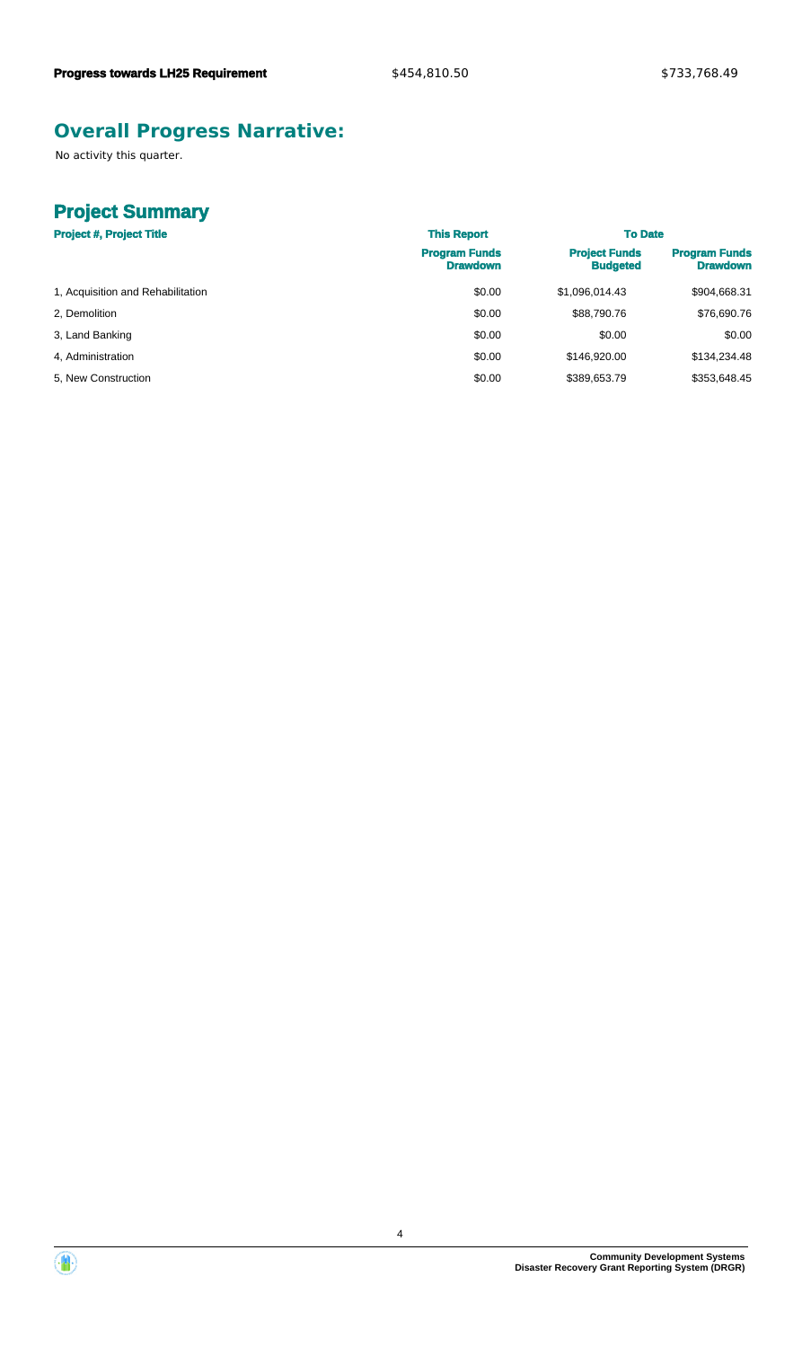| | | |
|---|---|---|
| **Progress towards LH25 Requirement** | $454,810.50 | $733,768.49 |

## Overall Progress Narrative:

No activity this quarter.

## Project Summary

| Project #, Project Title | This Report | To Date | |
|---|---|---|---|
| | Program Funds Drawdown | Project Funds Budgeted | Program Funds Drawdown |
| 1, Acquisition and Rehabilitation | $0.00 | $1,096,014.43 | $904,668.31 |
| 2, Demolition | $0.00 | $88,790.76 | $76,690.76 |
| 3, Land Banking | $0.00 | $0.00 | $0.00 |
| 4, Administration | $0.00 | $146,920.00 | $134,234.48 |
| 5, New Construction | $0.00 | $389,653.79 | $353,648.45 |